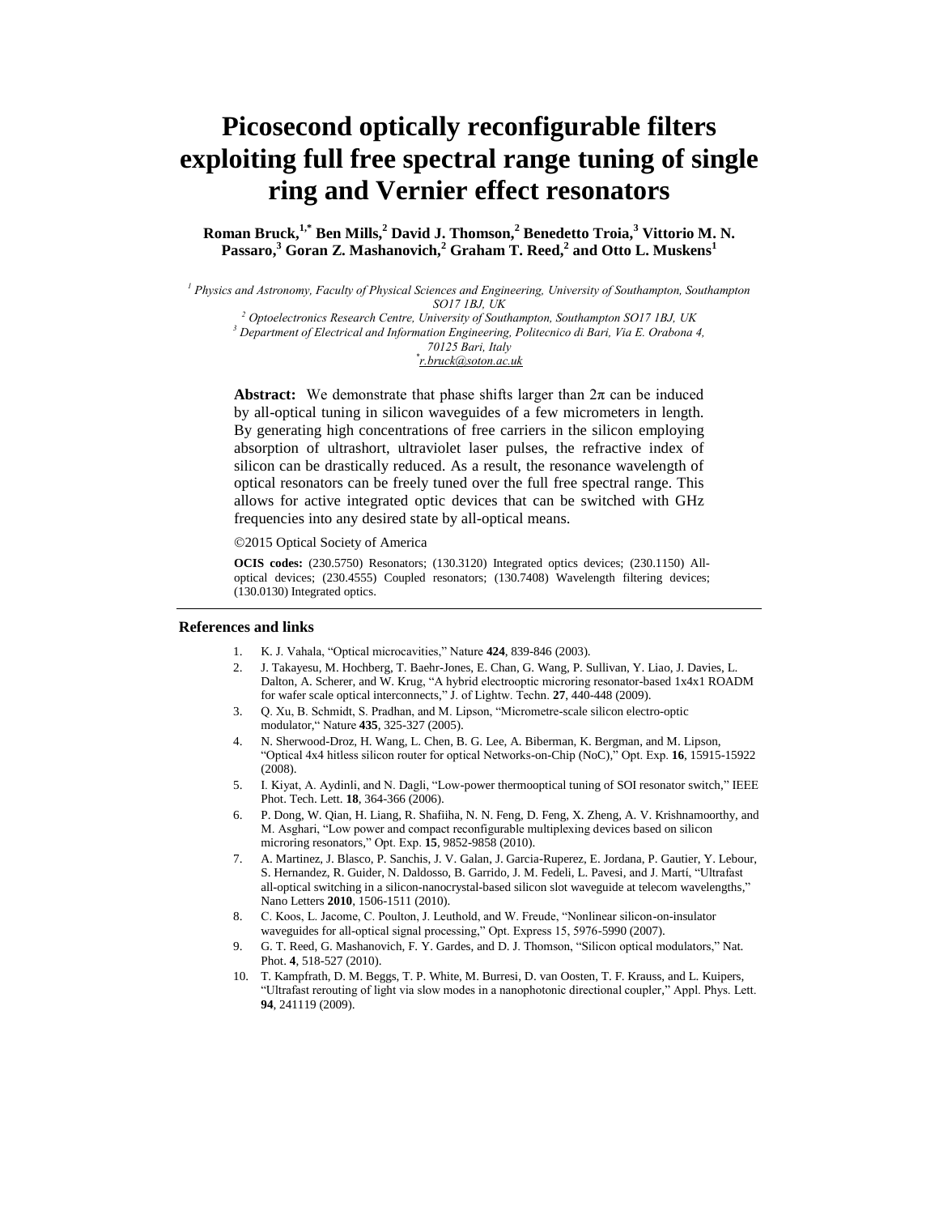# Picosecond optically reconfigurable filters exploiting full free spectral range tuning of single ring and Vernier effect resonators

**Roman Bruck,[1,*] Ben Mills,[2] David J. Thomson,[2] Benedetto Troia,[3] Vittorio M. N. Passaro,[3] Goran Z. Mashanovich,[2] Graham T. Reed,[2] and Otto L. Muskens[1]**

*[1] Physics and Astronomy, Faculty of Physical Sciences and Engineering, University of Southampton, Southampton SO17 1BJ, UK*
*[2] Optoelectronics Research Centre, University of Southampton, Southampton SO17 1BJ, UK*
*[3] Department of Electrical and Information Engineering, Politecnico di Bari, Via E. Orabona 4, 70125 Bari, Italy*
*[*] r.bruck@soton.ac.uk*

**Abstract:** We demonstrate that phase shifts larger than $2\pi$ can be induced by all-optical tuning in silicon waveguides of a few micrometers in length. By generating high concentrations of free carriers in the silicon employing absorption of ultrashort, ultraviolet laser pulses, the refractive index of silicon can be drastically reduced. As a result, the resonance wavelength of optical resonators can be freely tuned over the full free spectral range. This allows for active integrated optic devices that can be switched with GHz frequencies into any desired state by all-optical means.

©2015 Optical Society of America

**OCIS codes:** (230.5750) Resonators; (130.3120) Integrated optics devices; (230.1150) All-optical devices; (230.4555) Coupled resonators; (130.7408) Wavelength filtering devices; (130.0130) Integrated optics.

## References and links

1. K. J. Vahala, "Optical microcavities," Nature **424**, 839-846 (2003).
2. J. Takayesu, M. Hochberg, T. Baehr-Jones, E. Chan, G. Wang, P. Sullivan, Y. Liao, J. Davies, L. Dalton, A. Scherer, and W. Krug, "A hybrid electrooptic microring resonator-based 1x4x1 ROADM for wafer scale optical interconnects," J. of Lightw. Techn. **27**, 440-448 (2009).
3. Q. Xu, B. Schmidt, S. Pradhan, and M. Lipson, "Micrometre-scale silicon electro-optic modulator," Nature **435**, 325-327 (2005).
4. N. Sherwood-Droz, H. Wang, L. Chen, B. G. Lee, A. Biberman, K. Bergman, and M. Lipson, "Optical 4x4 hitless silicon router for optical Networks-on-Chip (NoC)," Opt. Exp. **16**, 15915-15922 (2008).
5. I. Kiyat, A. Aydinli, and N. Dagli, "Low-power thermooptical tuning of SOI resonator switch," IEEE Phot. Tech. Lett. **18**, 364-366 (2006).
6. P. Dong, W. Qian, H. Liang, R. Shafiiha, N. N. Feng, D. Feng, X. Zheng, A. V. Krishnamoorthy, and M. Asghari, "Low power and compact reconfigurable multiplexing devices based on silicon microring resonators," Opt. Exp. **15**, 9852-9858 (2010).
7. A. Martinez, J. Blasco, P. Sanchis, J. V. Galan, J. Garcia-Ruperez, E. Jordana, P. Gautier, Y. Lebour, S. Hernandez, R. Guider, N. Daldosso, B. Garrido, J. M. Fedeli, L. Pavesi, and J. Martí, "Ultrafast all-optical switching in a silicon-nanocrystal-based silicon slot waveguide at telecom wavelengths," Nano Letters **2010**, 1506-1511 (2010).
8. C. Koos, L. Jacome, C. Poulton, J. Leuthold, and W. Freude, "Nonlinear silicon-on-insulator waveguides for all-optical signal processing," Opt. Express 15, 5976-5990 (2007).
9. G. T. Reed, G. Mashanovich, F. Y. Gardes, and D. J. Thomson, "Silicon optical modulators," Nat. Phot. **4**, 518-527 (2010).
10. T. Kampfrath, D. M. Beggs, T. P. White, M. Burresi, D. van Oosten, T. F. Krauss, and L. Kuipers, "Ultrafast rerouting of light via slow modes in a nanophotonic directional coupler," Appl. Phys. Lett. **94**, 241119 (2009).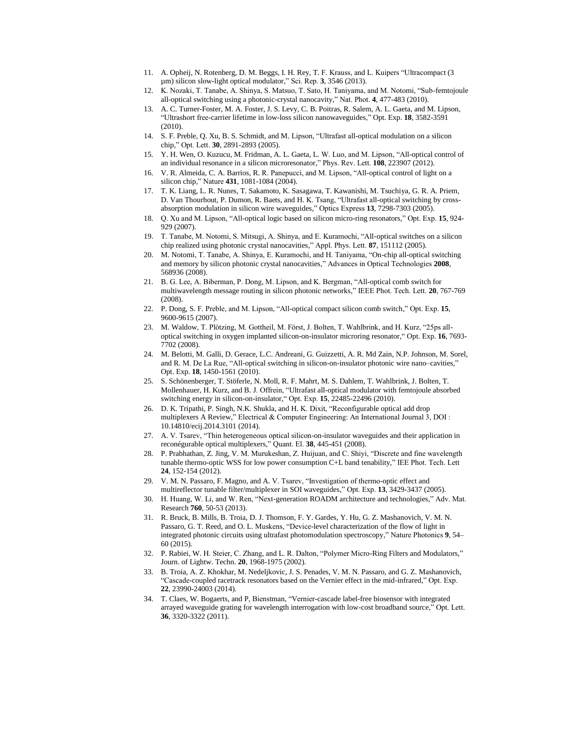11. A. Opheij, N. Rotenberg, D. M. Beggs, I. H. Rey, T. F. Krauss, and L. Kuipers "Ultracompact (3 µm) silicon slow-light optical modulator," Sci. Rep. **3**, 3546 (2013).
12. K. Nozaki, T. Tanabe, A. Shinya, S. Matsuo, T. Sato, H. Taniyama, and M. Notomi, "Sub-femtojoule all-optical switching using a photonic-crystal nanocavity," Nat. Phot. **4**, 477-483 (2010).
13. A. C. Turner-Foster, M. A. Foster, J. S. Levy, C. B. Poitras, R. Salem, A. L. Gaeta, and M. Lipson, "Ultrashort free-carrier lifetime in low-loss silicon nanowaveguides," Opt. Exp. **18**, 3582-3591 (2010).
14. S. F. Preble, Q. Xu, B. S. Schmidt, and M. Lipson, "Ultrafast all-optical modulation on a silicon chip," Opt. Lett. **30**, 2891-2893 (2005).
15. Y. H. Wen, O. Kuzucu, M. Fridman, A. L. Gaeta, L. W. Luo, and M. Lipson, "All-optical control of an individual resonance in a silicon microresonator," Phys. Rev. Lett. **108**, 223907 (2012).
16. V. R. Almeida, C. A. Barrios, R. R. Panepucci, and M. Lipson, "All-optical control of light on a silicon chip," Nature **431**, 1081-1084 (2004).
17. T. K. Liang, L. R. Nunes, T. Sakamoto, K. Sasagawa, T. Kawanishi, M. Tsuchiya, G. R. A. Priem, D. Van Thourhout, P. Dumon, R. Baets, and H. K. Tsang, "Ultrafast all-optical switching by cross-absorption modulation in silicon wire waveguides," Optics Express **13**, 7298-7303 (2005).
18. Q. Xu and M. Lipson, "All-optical logic based on silicon micro-ring resonators," Opt. Exp. **15**, 924-929 (2007).
19. T. Tanabe, M. Notomi, S. Mitsugi, A. Shinya, and E. Kuramochi, "All-optical switches on a silicon chip realized using photonic crystal nanocavities," Appl. Phys. Lett. **87**, 151112 (2005).
20. M. Notomi, T. Tanabe, A. Shinya, E. Kuramochi, and H. Taniyama, "On-chip all-optical switching and memory by silicon photonic crystal nanocavities," Advances in Optical Technologies **2008**, 568936 (2008).
21. B. G. Lee, A. Biberman, P. Dong, M. Lipson, and K. Bergman, "All-optical comb switch for multiwavelength message routing in silicon photonic networks," IEEE Phot. Tech. Lett. **20**, 767-769 (2008).
22. P. Dong, S. F. Preble, and M. Lipson, "All-optical compact silicon comb switch," Opt. Exp. **15**, 9600-9615 (2007).
23. M. Waldow, T. Plötzing, M. Gottheil, M. Först, J. Bolten, T. Wahlbrink, and H. Kurz, "25ps all-optical switching in oxygen implanted silicon-on-insulator microring resonator," Opt. Exp. **16**, 7693-7702 (2008).
24. M. Belotti, M. Galli, D. Gerace, L.C. Andreani, G. Guizzetti, A. R. Md Zain, N.P. Johnson, M. Sorel, and R. M. De La Rue, "All-optical switching in silicon-on-insulator photonic wire nano–cavities," Opt. Exp. **18**, 1450-1561 (2010).
25. S. Schönenberger, T. Stöferle, N. Moll, R. F. Mahrt, M. S. Dahlem, T. Wahlbrink, J. Bolten, T. Mollenhauer, H. Kurz, and B. J. Offrein, "Ultrafast all-optical modulator with femtojoule absorbed switching energy in silicon-on-insulator," Opt. Exp. **15**, 22485-22496 (2010).
26. D. K. Tripathi, P. Singh, N.K. Shukla, and H. K. Dixit, "Reconfigurable optical add drop multiplexers A Review," Electrical & Computer Engineering: An International Journal 3, DOI : 10.14810/ecij.2014.3101 (2014).
27. A. V. Tsarev, "Thin heterogeneous optical silicon-on-insulator waveguides and their application in reconégurable optical multiplexers," Quant. El. **38**, 445-451 (2008).
28. P. Prabhathan, Z. Jing, V. M. Murukeshan, Z. Huijuan, and C. Shiyi, "Discrete and fine wavelength tunable thermo-optic WSS for low power consumption C+L band tenability," IEE Phot. Tech. Lett **24**, 152-154 (2012).
29. V. M. N. Passaro, F. Magno, and A. V. Tsarev, "Investigation of thermo-optic effect and multireflector tunable filter/multiplexer in SOI waveguides," Opt. Exp. **13**, 3429-3437 (2005).
30. H. Huang, W. Li, and W. Ren, "Next-generation ROADM architecture and technologies," Adv. Mat. Research **760**, 50-53 (2013).
31. R. Bruck, B. Mills, B. Troia, D. J. Thomson, F. Y. Gardes, Y. Hu, G. Z. Mashanovich, V. M. N. Passaro, G. T. Reed, and O. L. Muskens, "Device-level characterization of the flow of light in integrated photonic circuits using ultrafast photomodulation spectroscopy," Nature Photonics **9**, 54–60 (2015).
32. P. Rabiei, W. H. Steier, C. Zhang, and L. R. Dalton, "Polymer Micro-Ring Filters and Modulators," Journ. of Lightw. Techn. **20**, 1968-1975 (2002).
33. B. Troia, A. Z. Khokhar, M. Nedeljkovic, J. S. Penades, V. M. N. Passaro, and G. Z. Mashanovich, "Cascade-coupled racetrack resonators based on the Vernier effect in the mid-infrared," Opt. Exp. **22**, 23990-24003 (2014).
34. T. Claes, W. Bogaerts, and P, Bienstman, "Vernier-cascade label-free biosensor with integrated arrayed waveguide grating for wavelength interrogation with low-cost broadband source," Opt. Lett. **36**, 3320-3322 (2011).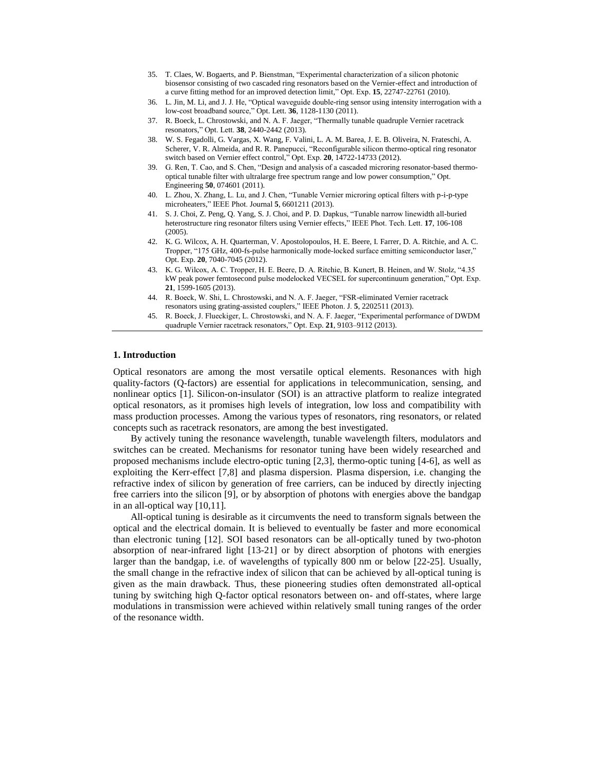35. T. Claes, W. Bogaerts, and P. Bienstman, "Experimental characterization of a silicon photonic biosensor consisting of two cascaded ring resonators based on the Vernier-effect and introduction of a curve fitting method for an improved detection limit," Opt. Exp. **15**, 22747-22761 (2010).
36. L. Jin, M. Li, and J. J. He, "Optical waveguide double-ring sensor using intensity interrogation with a low-cost broadband source," Opt. Lett. **36**, 1128-1130 (2011).
37. R. Boeck, L. Chrostowski, and N. A. F. Jaeger, "Thermally tunable quadruple Vernier racetrack resonators," Opt. Lett. **38**, 2440-2442 (2013).
38. W. S. Fegadolli, G. Vargas, X. Wang, F. Valini, L. A. M. Barea, J. E. B. Oliveira, N. Frateschi, A. Scherer, V. R. Almeida, and R. R. Panepucci, "Reconfigurable silicon thermo-optical ring resonator switch based on Vernier effect control," Opt. Exp. **20**, 14722-14733 (2012).
39. G. Ren, T. Cao, and S. Chen, "Design and analysis of a cascaded microring resonator-based thermo-optical tunable filter with ultralarge free spectrum range and low power consumption," Opt. Engineering **50**, 074601 (2011).
40. L. Zhou, X. Zhang, L. Lu, and J. Chen, "Tunable Vernier microring optical filters with p-i-p-type microheaters," IEEE Phot. Journal **5**, 6601211 (2013).
41. S. J. Choi, Z. Peng, Q. Yang, S. J. Choi, and P. D. Dapkus, "Tunable narrow linewidth all-buried heterostructure ring resonator filters using Vernier effects," IEEE Phot. Tech. Lett. **17**, 106-108 (2005).
42. K. G. Wilcox, A. H. Quarterman, V. Apostolopoulos, H. E. Beere, I. Farrer, D. A. Ritchie, and A. C. Tropper, "175 GHz, 400-fs-pulse harmonically mode-locked surface emitting semiconductor laser," Opt. Exp. **20**, 7040-7045 (2012).
43. K. G. Wilcox, A. C. Tropper, H. E. Beere, D. A. Ritchie, B. Kunert, B. Heinen, and W. Stolz, "4.35 kW peak power femtosecond pulse modelocked VECSEL for supercontinuum generation," Opt. Exp. **21**, 1599-1605 (2013).
44. R. Boeck, W. Shi, L. Chrostowski, and N. A. F. Jaeger, "FSR-eliminated Vernier racetrack resonators using grating-assisted couplers," IEEE Photon. J. **5**, 2202511 (2013).
45. R. Boeck, J. Flueckiger, L. Chrostowski, and N. A. F. Jaeger, "Experimental performance of DWDM quadruple Vernier racetrack resonators," Opt. Exp. **21**, 9103–9112 (2013).

## 1. Introduction

Optical resonators are among the most versatile optical elements. Resonances with high quality-factors (Q-factors) are essential for applications in telecommunication, sensing, and nonlinear optics [1]. Silicon-on-insulator (SOI) is an attractive platform to realize integrated optical resonators, as it promises high levels of integration, low loss and compatibility with mass production processes. Among the various types of resonators, ring resonators, or related concepts such as racetrack resonators, are among the best investigated.

By actively tuning the resonance wavelength, tunable wavelength filters, modulators and switches can be created. Mechanisms for resonator tuning have been widely researched and proposed mechanisms include electro-optic tuning [2,3], thermo-optic tuning [4-6], as well as exploiting the Kerr-effect [7,8] and plasma dispersion. Plasma dispersion, i.e. changing the refractive index of silicon by generation of free carriers, can be induced by directly injecting free carriers into the silicon [9], or by absorption of photons with energies above the bandgap in an all-optical way [10,11].

All-optical tuning is desirable as it circumvents the need to transform signals between the optical and the electrical domain. It is believed to eventually be faster and more economical than electronic tuning [12]. SOI based resonators can be all-optically tuned by two-photon absorption of near-infrared light [13-21] or by direct absorption of photons with energies larger than the bandgap, i.e. of wavelengths of typically 800 nm or below [22-25]. Usually, the small change in the refractive index of silicon that can be achieved by all-optical tuning is given as the main drawback. Thus, these pioneering studies often demonstrated all-optical tuning by switching high Q-factor optical resonators between on- and off-states, where large modulations in transmission were achieved within relatively small tuning ranges of the order of the resonance width.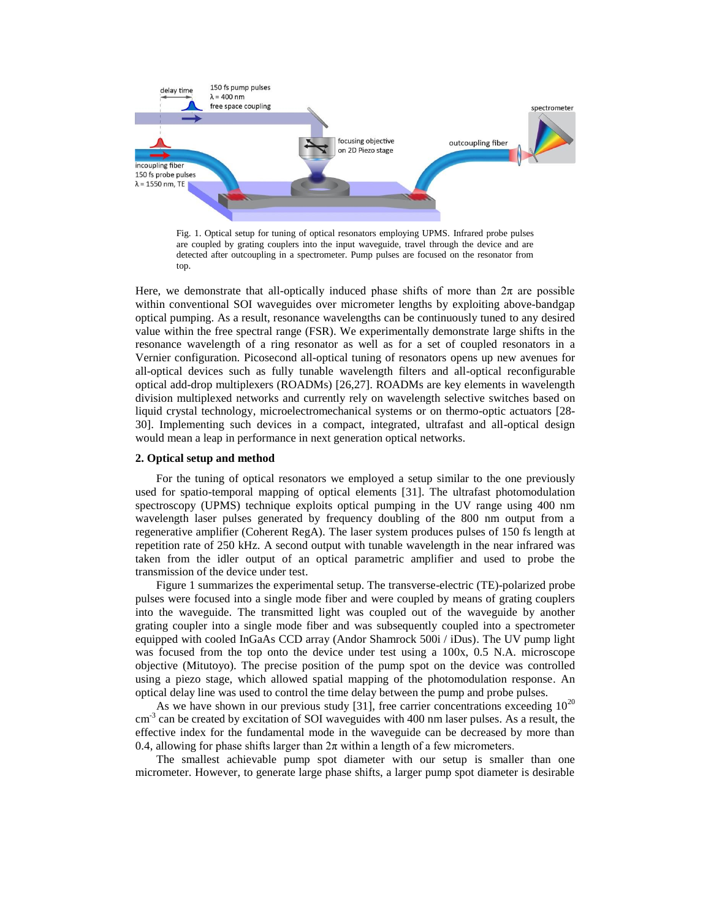Fig. 1. Optical setup for tuning of optical resonators employing UPMS. Infrared probe pulses are coupled by grating couplers into the input waveguide, travel through the device and are detected after outcoupling in a spectrometer. Pump pulses are focused on the resonator from top.

Here, we demonstrate that all-optically induced phase shifts of more than $2\pi$ are possible within conventional SOI waveguides over micrometer lengths by exploiting above-bandgap optical pumping. As a result, resonance wavelengths can be continuously tuned to any desired value within the free spectral range (FSR). We experimentally demonstrate large shifts in the resonance wavelength of a ring resonator as well as for a set of coupled resonators in a Vernier configuration. Picosecond all-optical tuning of resonators opens up new avenues for all-optical devices such as fully tunable wavelength filters and all-optical reconfigurable optical add-drop multiplexers (ROADMs) [26,27]. ROADMs are key elements in wavelength division multiplexed networks and currently rely on wavelength selective switches based on liquid crystal technology, microelectromechanical systems or on thermo-optic actuators [28-30]. Implementing such devices in a compact, integrated, ultrafast and all-optical design would mean a leap in performance in next generation optical networks.

## 2. Optical setup and method

For the tuning of optical resonators we employed a setup similar to the one previously used for spatio-temporal mapping of optical elements [31]. The ultrafast photomodulation spectroscopy (UPMS) technique exploits optical pumping in the UV range using 400 nm wavelength laser pulses generated by frequency doubling of the 800 nm output from a regenerative amplifier (Coherent RegA). The laser system produces pulses of 150 fs length at repetition rate of 250 kHz. A second output with tunable wavelength in the near infrared was taken from the idler output of an optical parametric amplifier and used to probe the transmission of the device under test.

Figure 1 summarizes the experimental setup. The transverse-electric (TE)-polarized probe pulses were focused into a single mode fiber and were coupled by means of grating couplers into the waveguide. The transmitted light was coupled out of the waveguide by another grating coupler into a single mode fiber and was subsequently coupled into a spectrometer equipped with cooled InGaAs CCD array (Andor Shamrock 500i / iDus). The UV pump light was focused from the top onto the device under test using a 100x, 0.5 N.A. microscope objective (Mitutoyo). The precise position of the pump spot on the device was controlled using a piezo stage, which allowed spatial mapping of the photomodulation response. An optical delay line was used to control the time delay between the pump and probe pulses.

As we have shown in our previous study [31], free carrier concentrations exceeding $10^{20}$ $cm^{-3}$ can be created by excitation of SOI waveguides with 400 nm laser pulses. As a result, the effective index for the fundamental mode in the waveguide can be decreased by more than 0.4, allowing for phase shifts larger than $2\pi$ within a length of a few micrometers.

The smallest achievable pump spot diameter with our setup is smaller than one micrometer. However, to generate large phase shifts, a larger pump spot diameter is desirable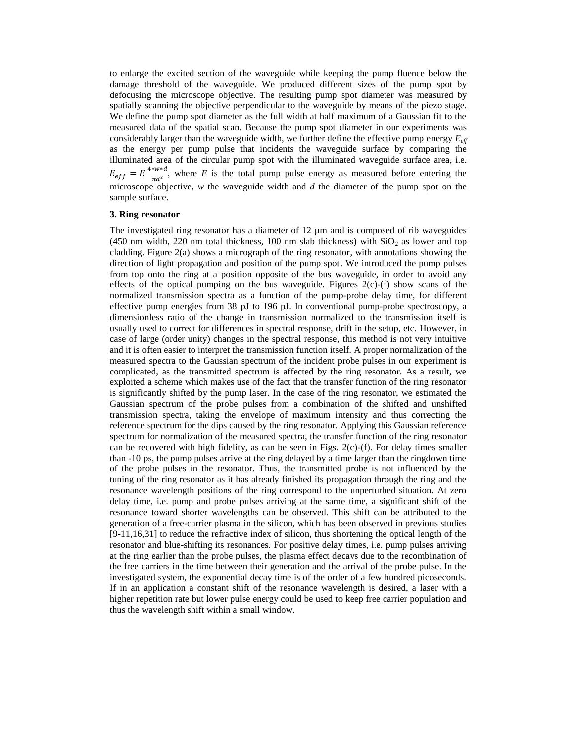to enlarge the excited section of the waveguide while keeping the pump fluence below the damage threshold of the waveguide. We produced different sizes of the pump spot by defocusing the microscope objective. The resulting pump spot diameter was measured by spatially scanning the objective perpendicular to the waveguide by means of the piezo stage. We define the pump spot diameter as the full width at half maximum of a Gaussian fit to the measured data of the spatial scan. Because the pump spot diameter in our experiments was considerably larger than the waveguide width, we further define the effective pump energy $E_{eff}$ as the energy per pump pulse that incidents the waveguide surface by comparing the illuminated area of the circular pump spot with the illuminated waveguide surface area, i.e. $E_{eff} = E\frac{4*w*d}{\pi d^2}$, where $E$ is the total pump pulse energy as measured before entering the microscope objective, $w$ the waveguide width and $d$ the diameter of the pump spot on the sample surface.

### 3. Ring resonator

The investigated ring resonator has a diameter of 12 µm and is composed of rib waveguides (450 nm width, 220 nm total thickness, 100 nm slab thickness) with $SiO_2$ as lower and top cladding. Figure 2(a) shows a micrograph of the ring resonator, with annotations showing the direction of light propagation and position of the pump spot. We introduced the pump pulses from top onto the ring at a position opposite of the bus waveguide, in order to avoid any effects of the optical pumping on the bus waveguide. Figures 2(c)-(f) show scans of the normalized transmission spectra as a function of the pump-probe delay time, for different effective pump energies from 38 pJ to 196 pJ. In conventional pump-probe spectroscopy, a dimensionless ratio of the change in transmission normalized to the transmission itself is usually used to correct for differences in spectral response, drift in the setup, etc. However, in case of large (order unity) changes in the spectral response, this method is not very intuitive and it is often easier to interpret the transmission function itself. A proper normalization of the measured spectra to the Gaussian spectrum of the incident probe pulses in our experiment is complicated, as the transmitted spectrum is affected by the ring resonator. As a result, we exploited a scheme which makes use of the fact that the transfer function of the ring resonator is significantly shifted by the pump laser. In the case of the ring resonator, we estimated the Gaussian spectrum of the probe pulses from a combination of the shifted and unshifted transmission spectra, taking the envelope of maximum intensity and thus correcting the reference spectrum for the dips caused by the ring resonator. Applying this Gaussian reference spectrum for normalization of the measured spectra, the transfer function of the ring resonator can be recovered with high fidelity, as can be seen in Figs. 2(c)-(f). For delay times smaller than -10 ps, the pump pulses arrive at the ring delayed by a time larger than the ringdown time of the probe pulses in the resonator. Thus, the transmitted probe is not influenced by the tuning of the ring resonator as it has already finished its propagation through the ring and the resonance wavelength positions of the ring correspond to the unperturbed situation. At zero delay time, i.e. pump and probe pulses arriving at the same time, a significant shift of the resonance toward shorter wavelengths can be observed. This shift can be attributed to the generation of a free-carrier plasma in the silicon, which has been observed in previous studies [9-11,16,31] to reduce the refractive index of silicon, thus shortening the optical length of the resonator and blue-shifting its resonances. For positive delay times, i.e. pump pulses arriving at the ring earlier than the probe pulses, the plasma effect decays due to the recombination of the free carriers in the time between their generation and the arrival of the probe pulse. In the investigated system, the exponential decay time is of the order of a few hundred picoseconds. If in an application a constant shift of the resonance wavelength is desired, a laser with a higher repetition rate but lower pulse energy could be used to keep free carrier population and thus the wavelength shift within a small window.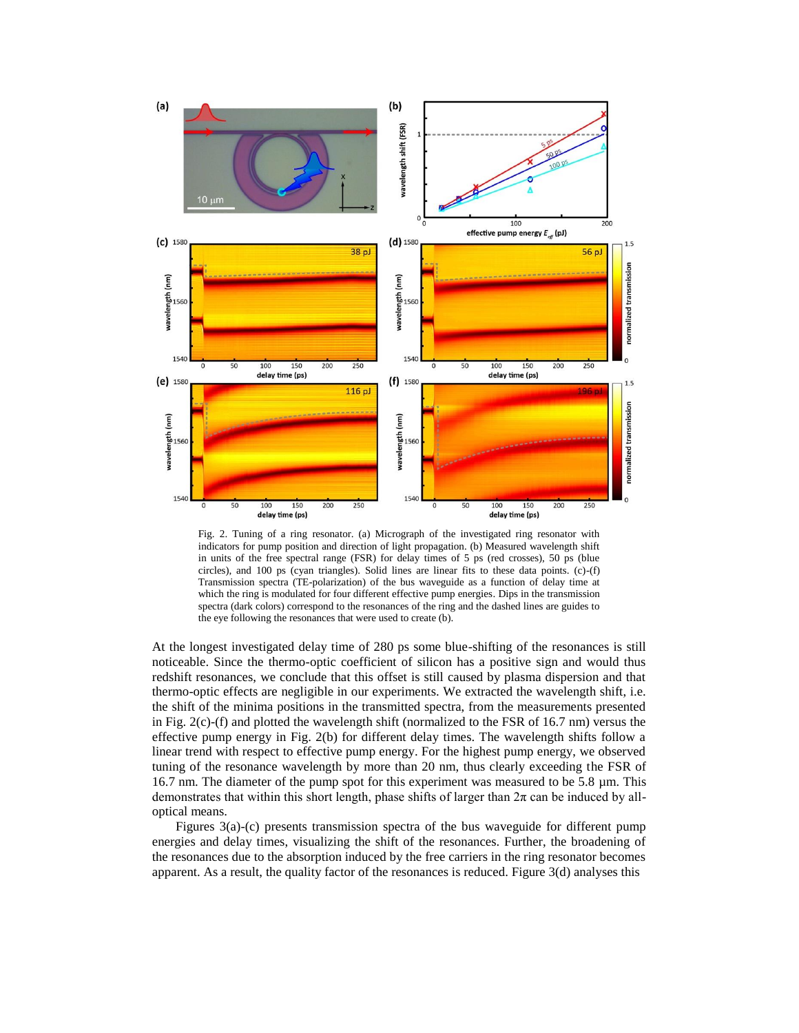Fig. 2. Tuning of a ring resonator. (a) Micrograph of the investigated ring resonator with indicators for pump position and direction of light propagation. (b) Measured wavelength shift in units of the free spectral range (FSR) for delay times of 5 ps (red crosses), 50 ps (blue circles), and 100 ps (cyan triangles). Solid lines are linear fits to these data points. (c)-(f) Transmission spectra (TE-polarization) of the bus waveguide as a function of delay time at which the ring is modulated for four different effective pump energies. Dips in the transmission spectra (dark colors) correspond to the resonances of the ring and the dashed lines are guides to the eye following the resonances that were used to create (b).

At the longest investigated delay time of 280 ps some blue-shifting of the resonances is still noticeable. Since the thermo-optic coefficient of silicon has a positive sign and would thus redshift resonances, we conclude that this offset is still caused by plasma dispersion and that thermo-optic effects are negligible in our experiments. We extracted the wavelength shift, i.e. the shift of the minima positions in the transmitted spectra, from the measurements presented in Fig. 2(c)-(f) and plotted the wavelength shift (normalized to the FSR of 16.7 nm) versus the effective pump energy in Fig. 2(b) for different delay times. The wavelength shifts follow a linear trend with respect to effective pump energy. For the highest pump energy, we observed tuning of the resonance wavelength by more than 20 nm, thus clearly exceeding the FSR of 16.7 nm. The diameter of the pump spot for this experiment was measured to be 5.8 µm. This demonstrates that within this short length, phase shifts of larger than $2\pi$ can be induced by all-optical means.

Figures 3(a)-(c) presents transmission spectra of the bus waveguide for different pump energies and delay times, visualizing the shift of the resonances. Further, the broadening of the resonances due to the absorption induced by the free carriers in the ring resonator becomes apparent. As a result, the quality factor of the resonances is reduced. Figure 3(d) analyses this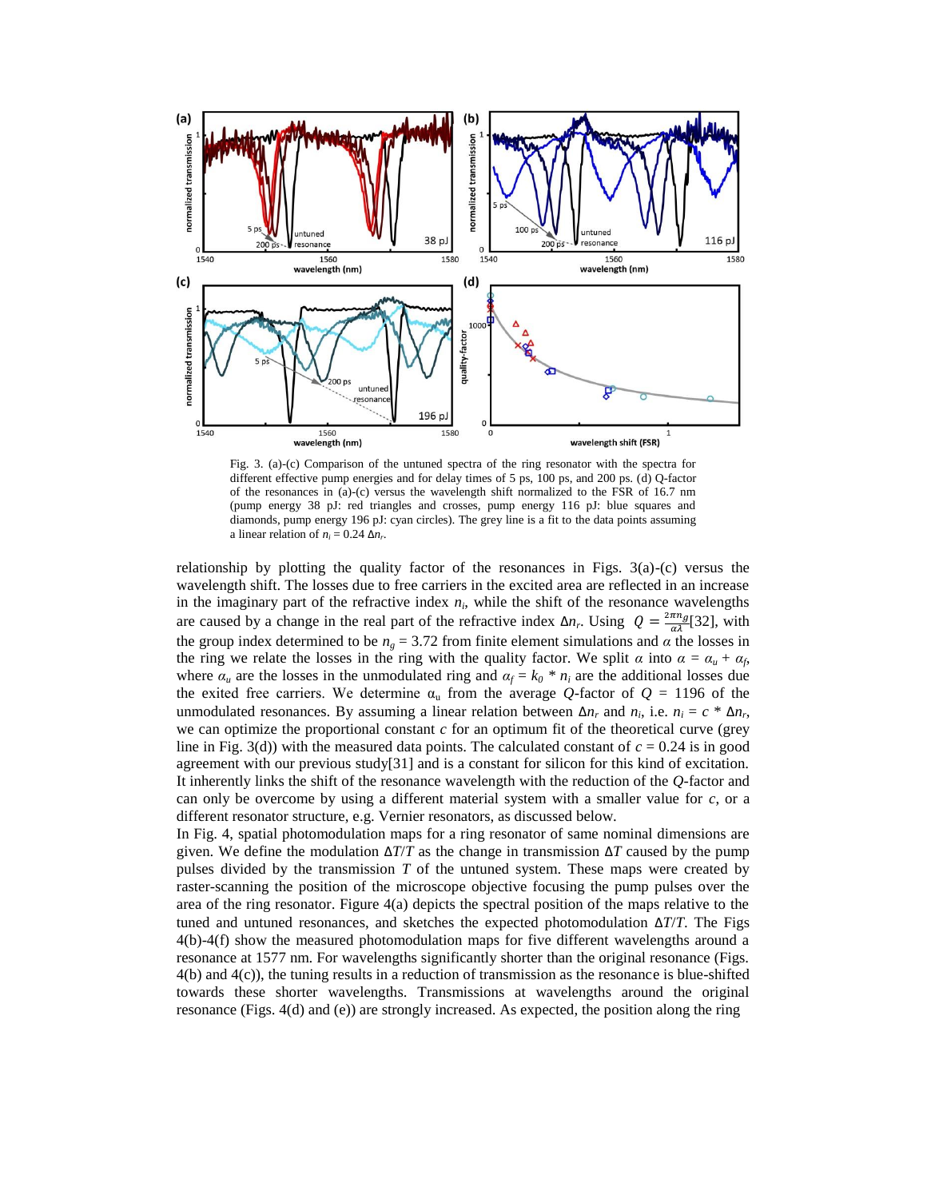Fig. 3. (a)-(c) Comparison of the untuned spectra of the ring resonator with the spectra for different effective pump energies and for delay times of 5 ps, 100 ps, and 200 ps. (d) Q-factor of the resonances in (a)-(c) versus the wavelength shift normalized to the FSR of 16.7 nm (pump energy 38 pJ: red triangles and crosses, pump energy 116 pJ: blue squares and diamonds, pump energy 196 pJ: cyan circles). The grey line is a fit to the data points assuming a linear relation of $n_i = 0.24\ \Delta n_r$.

relationship by plotting the quality factor of the resonances in Figs. 3(a)-(c) versus the wavelength shift. The losses due to free carriers in the excited area are reflected in an increase in the imaginary part of the refractive index $n_i$, while the shift of the resonance wavelengths are caused by a change in the real part of the refractive index $\Delta n_r$. Using $Q = \frac{2\pi n_g}{\alpha\lambda}$[32], with the group index determined to be $n_g = 3.72$ from finite element simulations and $\alpha$ the losses in the ring we relate the losses in the ring with the quality factor. We split $\alpha$ into $\alpha = \alpha_u + \alpha_f$, where $\alpha_u$ are the losses in the unmodulated ring and $\alpha_f = k_0 * n_i$ are the additional losses due the exited free carriers. We determine $\alpha_u$ from the average $Q$-factor of $Q = 1196$ of the unmodulated resonances. By assuming a linear relation between $\Delta n_r$ and $n_i$, i.e. $n_i = c * \Delta n_r$, we can optimize the proportional constant $c$ for an optimum fit of the theoretical curve (grey line in Fig. 3(d)) with the measured data points. The calculated constant of $c = 0.24$ is in good agreement with our previous study[31] and is a constant for silicon for this kind of excitation. It inherently links the shift of the resonance wavelength with the reduction of the $Q$-factor and can only be overcome by using a different material system with a smaller value for $c$, or a different resonator structure, e.g. Vernier resonators, as discussed below.

In Fig. 4, spatial photomodulation maps for a ring resonator of same nominal dimensions are given. We define the modulation $\Delta T/T$ as the change in transmission $\Delta T$ caused by the pump pulses divided by the transmission $T$ of the untuned system. These maps were created by raster-scanning the position of the microscope objective focusing the pump pulses over the area of the ring resonator. Figure 4(a) depicts the spectral position of the maps relative to the tuned and untuned resonances, and sketches the expected photomodulation $\Delta T/T$. The Figs 4(b)-4(f) show the measured photomodulation maps for five different wavelengths around a resonance at 1577 nm. For wavelengths significantly shorter than the original resonance (Figs. 4(b) and 4(c)), the tuning results in a reduction of transmission as the resonance is blue-shifted towards these shorter wavelengths. Transmissions at wavelengths around the original resonance (Figs. 4(d) and (e)) are strongly increased. As expected, the position along the ring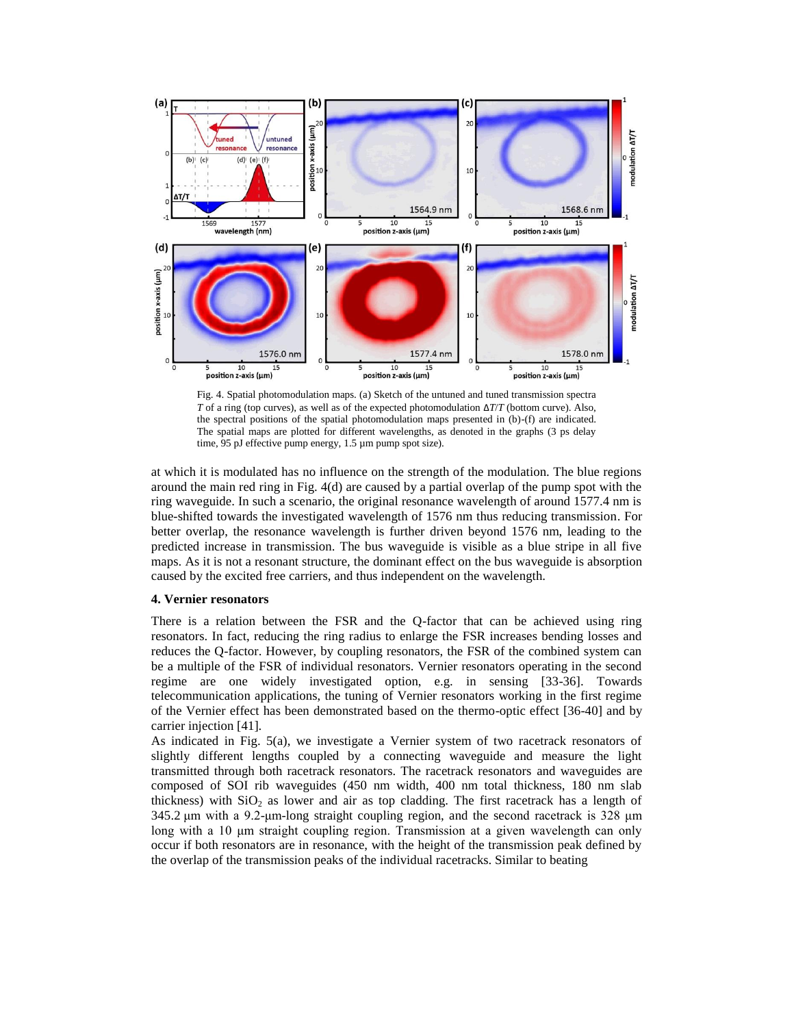Fig. 4. Spatial photomodulation maps. (a) Sketch of the untuned and tuned transmission spectra $T$ of a ring (top curves), as well as of the expected photomodulation $\Delta T/T$ (bottom curve). Also, the spectral positions of the spatial photomodulation maps presented in (b)-(f) are indicated. The spatial maps are plotted for different wavelengths, as denoted in the graphs (3 ps delay time, 95 pJ effective pump energy, 1.5 µm pump spot size).

at which it is modulated has no influence on the strength of the modulation. The blue regions around the main red ring in Fig. 4(d) are caused by a partial overlap of the pump spot with the ring waveguide. In such a scenario, the original resonance wavelength of around 1577.4 nm is blue-shifted towards the investigated wavelength of 1576 nm thus reducing transmission. For better overlap, the resonance wavelength is further driven beyond 1576 nm, leading to the predicted increase in transmission. The bus waveguide is visible as a blue stripe in all five maps. As it is not a resonant structure, the dominant effect on the bus waveguide is absorption caused by the excited free carriers, and thus independent on the wavelength.

## 4. Vernier resonators

There is a relation between the FSR and the Q-factor that can be achieved using ring resonators. In fact, reducing the ring radius to enlarge the FSR increases bending losses and reduces the Q-factor. However, by coupling resonators, the FSR of the combined system can be a multiple of the FSR of individual resonators. Vernier resonators operating in the second regime are one widely investigated option, e.g. in sensing [33-36]. Towards telecommunication applications, the tuning of Vernier resonators working in the first regime of the Vernier effect has been demonstrated based on the thermo-optic effect [36-40] and by carrier injection [41].

As indicated in Fig. 5(a), we investigate a Vernier system of two racetrack resonators of slightly different lengths coupled by a connecting waveguide and measure the light transmitted through both racetrack resonators. The racetrack resonators and waveguides are composed of SOI rib waveguides (450 nm width, 400 nm total thickness, 180 nm slab thickness) with $SiO_2$ as lower and air as top cladding. The first racetrack has a length of 345.2 µm with a 9.2-µm-long straight coupling region, and the second racetrack is 328 µm long with a 10 µm straight coupling region. Transmission at a given wavelength can only occur if both resonators are in resonance, with the height of the transmission peak defined by the overlap of the transmission peaks of the individual racetracks. Similar to beating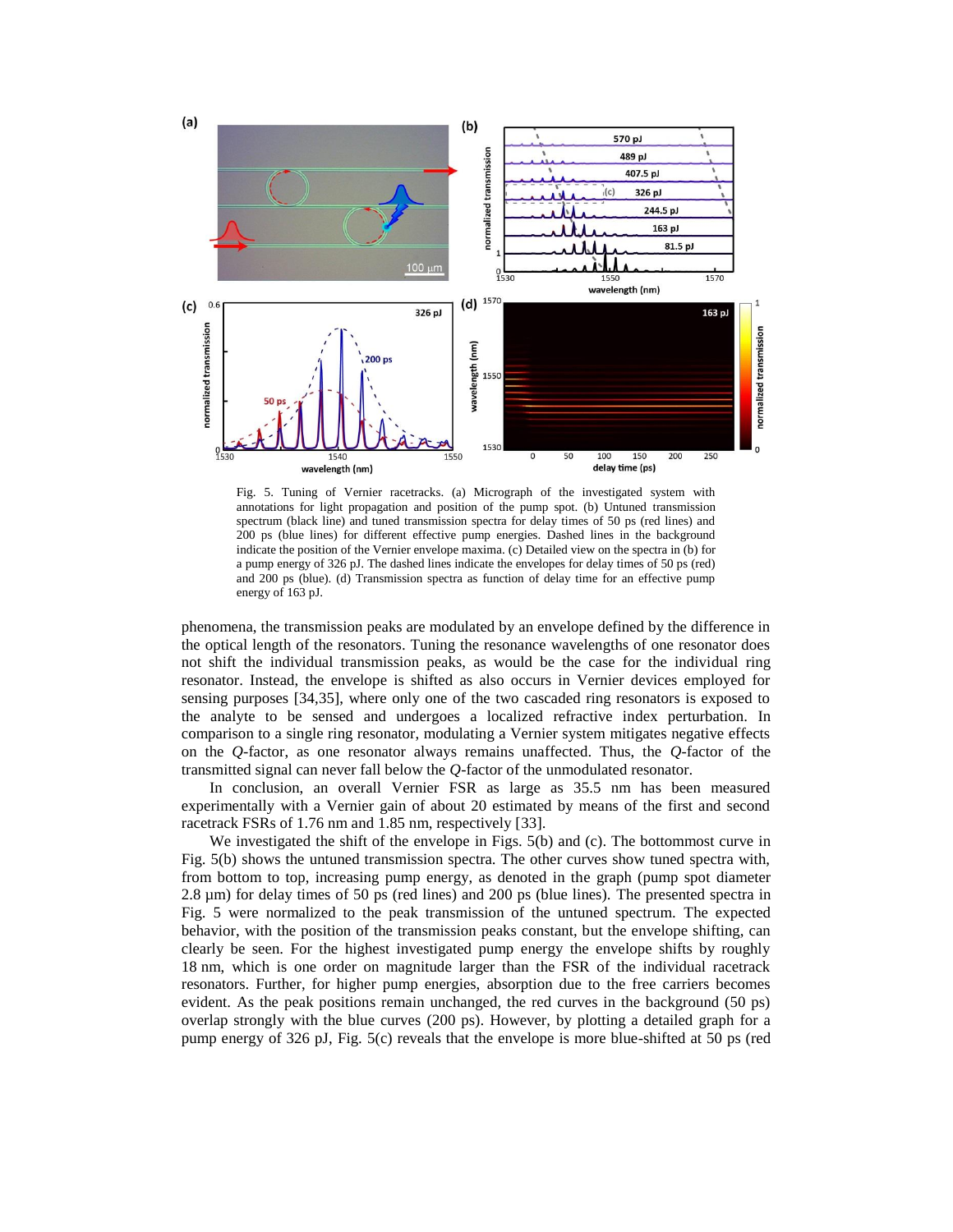Fig. 5. Tuning of Vernier racetracks. (a) Micrograph of the investigated system with annotations for light propagation and position of the pump spot. (b) Untuned transmission spectrum (black line) and tuned transmission spectra for delay times of 50 ps (red lines) and 200 ps (blue lines) for different effective pump energies. Dashed lines in the background indicate the position of the Vernier envelope maxima. (c) Detailed view on the spectra in (b) for a pump energy of 326 pJ. The dashed lines indicate the envelopes for delay times of 50 ps (red) and 200 ps (blue). (d) Transmission spectra as function of delay time for an effective pump energy of 163 pJ.

phenomena, the transmission peaks are modulated by an envelope defined by the difference in the optical length of the resonators. Tuning the resonance wavelengths of one resonator does not shift the individual transmission peaks, as would be the case for the individual ring resonator. Instead, the envelope is shifted as also occurs in Vernier devices employed for sensing purposes [34,35], where only one of the two cascaded ring resonators is exposed to the analyte to be sensed and undergoes a localized refractive index perturbation. In comparison to a single ring resonator, modulating a Vernier system mitigates negative effects on the *Q*-factor, as one resonator always remains unaffected. Thus, the *Q*-factor of the transmitted signal can never fall below the *Q*-factor of the unmodulated resonator.

In conclusion, an overall Vernier FSR as large as 35.5 nm has been measured experimentally with a Vernier gain of about 20 estimated by means of the first and second racetrack FSRs of 1.76 nm and 1.85 nm, respectively [33].

We investigated the shift of the envelope in Figs. 5(b) and (c). The bottommost curve in Fig. 5(b) shows the untuned transmission spectra. The other curves show tuned spectra with, from bottom to top, increasing pump energy, as denoted in the graph (pump spot diameter 2.8 µm) for delay times of 50 ps (red lines) and 200 ps (blue lines). The presented spectra in Fig. 5 were normalized to the peak transmission of the untuned spectrum. The expected behavior, with the position of the transmission peaks constant, but the envelope shifting, can clearly be seen. For the highest investigated pump energy the envelope shifts by roughly 18 nm, which is one order on magnitude larger than the FSR of the individual racetrack resonators. Further, for higher pump energies, absorption due to the free carriers becomes evident. As the peak positions remain unchanged, the red curves in the background (50 ps) overlap strongly with the blue curves (200 ps). However, by plotting a detailed graph for a pump energy of 326 pJ, Fig. 5(c) reveals that the envelope is more blue-shifted at 50 ps (red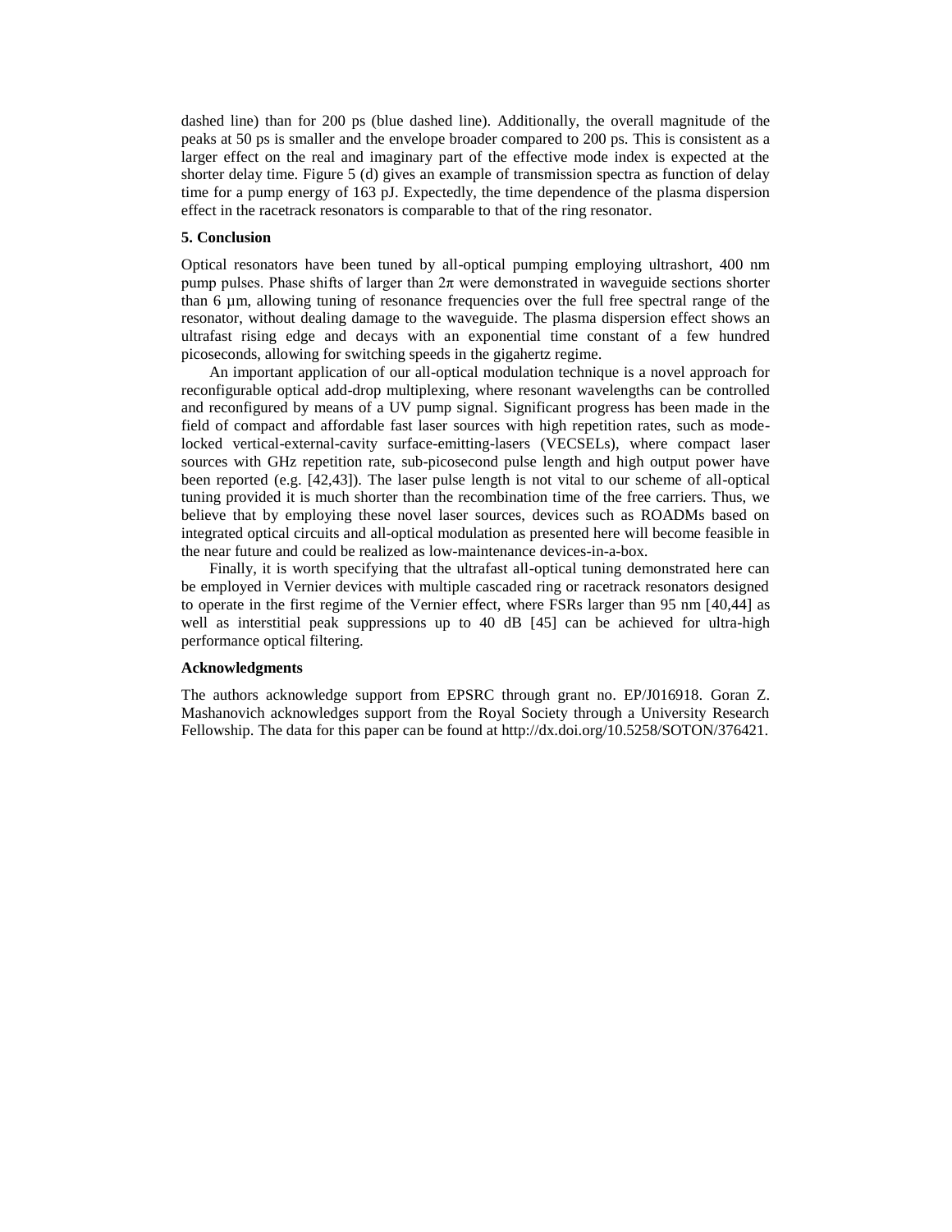dashed line) than for 200 ps (blue dashed line). Additionally, the overall magnitude of the peaks at 50 ps is smaller and the envelope broader compared to 200 ps. This is consistent as a larger effect on the real and imaginary part of the effective mode index is expected at the shorter delay time. Figure 5 (d) gives an example of transmission spectra as function of delay time for a pump energy of 163 pJ. Expectedly, the time dependence of the plasma dispersion effect in the racetrack resonators is comparable to that of the ring resonator.

## 5. Conclusion

Optical resonators have been tuned by all-optical pumping employing ultrashort, 400 nm pump pulses. Phase shifts of larger than $2\pi$ were demonstrated in waveguide sections shorter than 6 µm, allowing tuning of resonance frequencies over the full free spectral range of the resonator, without dealing damage to the waveguide. The plasma dispersion effect shows an ultrafast rising edge and decays with an exponential time constant of a few hundred picoseconds, allowing for switching speeds in the gigahertz regime.

An important application of our all-optical modulation technique is a novel approach for reconfigurable optical add-drop multiplexing, where resonant wavelengths can be controlled and reconfigured by means of a UV pump signal. Significant progress has been made in the field of compact and affordable fast laser sources with high repetition rates, such as mode-locked vertical-external-cavity surface-emitting-lasers (VECSELs), where compact laser sources with GHz repetition rate, sub-picosecond pulse length and high output power have been reported (e.g. [42,43]). The laser pulse length is not vital to our scheme of all-optical tuning provided it is much shorter than the recombination time of the free carriers. Thus, we believe that by employing these novel laser sources, devices such as ROADMs based on integrated optical circuits and all-optical modulation as presented here will become feasible in the near future and could be realized as low-maintenance devices-in-a-box.

Finally, it is worth specifying that the ultrafast all-optical tuning demonstrated here can be employed in Vernier devices with multiple cascaded ring or racetrack resonators designed to operate in the first regime of the Vernier effect, where FSRs larger than 95 nm [40,44] as well as interstitial peak suppressions up to 40 dB [45] can be achieved for ultra-high performance optical filtering.

## Acknowledgments

The authors acknowledge support from EPSRC through grant no. EP/J016918. Goran Z. Mashanovich acknowledges support from the Royal Society through a University Research Fellowship. The data for this paper can be found at http://dx.doi.org/10.5258/SOTON/376421.